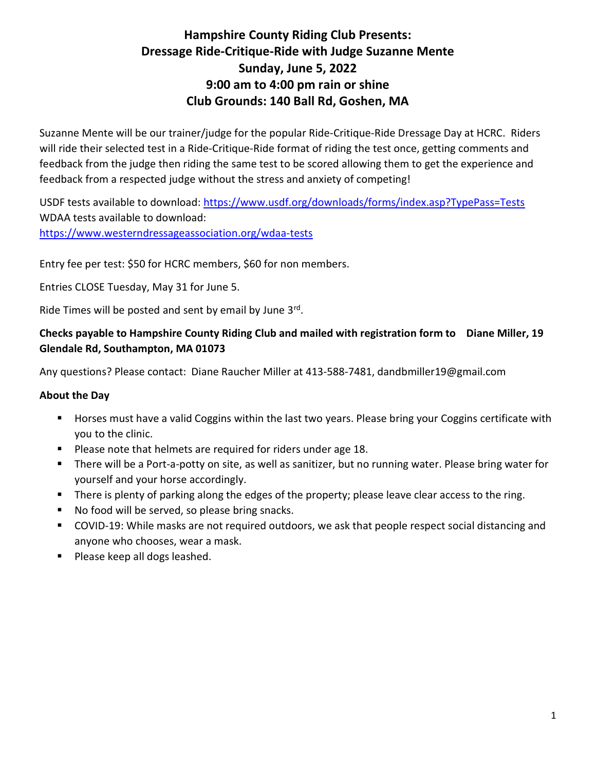# Hampshire County Riding Club Presents:
# Dressage Ride-Critique-Ride with Judge Suzanne Mente
# Sunday, June 5, 2022
# 9:00 am to 4:00 pm rain or shine
# Club Grounds: 140 Ball Rd, Goshen, MA

Suzanne Mente will be our trainer/judge for the popular Ride-Critique-Ride Dressage Day at HCRC. Riders will ride their selected test in a Ride-Critique-Ride format of riding the test once, getting comments and feedback from the judge then riding the same test to be scored allowing them to get the experience and feedback from a respected judge without the stress and anxiety of competing!

USDF tests available to download: https://www.usdf.org/downloads/forms/index.asp?TypePass=Tests
WDAA tests available to download:
https://www.westerndressageassociation.org/wdaa-tests

Entry fee per test: $50 for HCRC members, $60 for non members.

Entries CLOSE Tuesday, May 31 for June 5.

Ride Times will be posted and sent by email by June 3rd.

**Checks payable to Hampshire County Riding Club and mailed with registration form to Diane Miller, 19 Glendale Rd, Southampton, MA 01073**

Any questions? Please contact: Diane Raucher Miller at 413-588-7481, dandbmiller19@gmail.com

**About the Day**

- Horses must have a valid Coggins within the last two years. Please bring your Coggins certificate with you to the clinic.
- Please note that helmets are required for riders under age 18.
- There will be a Port-a-potty on site, as well as sanitizer, but no running water. Please bring water for yourself and your horse accordingly.
- There is plenty of parking along the edges of the property; please leave clear access to the ring.
- No food will be served, so please bring snacks.
- COVID-19: While masks are not required outdoors, we ask that people respect social distancing and anyone who chooses, wear a mask.
- Please keep all dogs leashed.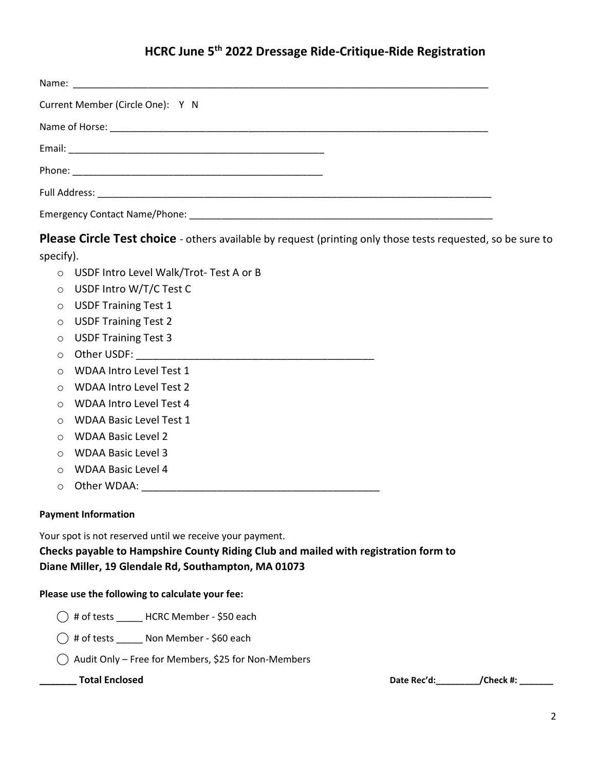# HCRC June 5th 2022 Dressage Ride-Critique-Ride Registration

Name: ______________________________________________________________________________

Current Member (Circle One): Y N

Name of Horse: ________________________________________________________________________

Email: ___________________________________________________

Phone: __________________________________________________

Full Address: __________________________________________________________________________

Emergency Contact Name/Phone: ______________________________________________________________

**Please Circle Test choice** - others available by request (printing only those tests requested, so be sure to specify).

- USDF Intro Level Walk/Trot- Test A or B
- USDF Intro W/T/C Test C
- USDF Training Test 1
- USDF Training Test 2
- USDF Training Test 3
- Other USDF: ___________________________________________
- WDAA Intro Level Test 1
- WDAA Intro Level Test 2
- WDAA Intro Level Test 4
- WDAA Basic Level Test 1
- WDAA Basic Level 2
- WDAA Basic Level 3
- WDAA Basic Level 4
- Other WDAA: ___________________________________________

**Payment Information**

Your spot is not reserved until we receive your payment.

**Checks payable to Hampshire County Riding Club and mailed with registration form to Diane Miller, 19 Glendale Rd, Southampton, MA 01073**

**Please use the following to calculate your fee:**

- ◯ # of tests _____ HCRC Member - $50 each
- ◯ # of tests _____ Non Member - $60 each
- ◯ Audit Only – Free for Members, $25 for Non-Members

**_______ Total Enclosed**

**Date Rec'd:_________/Check #: _______**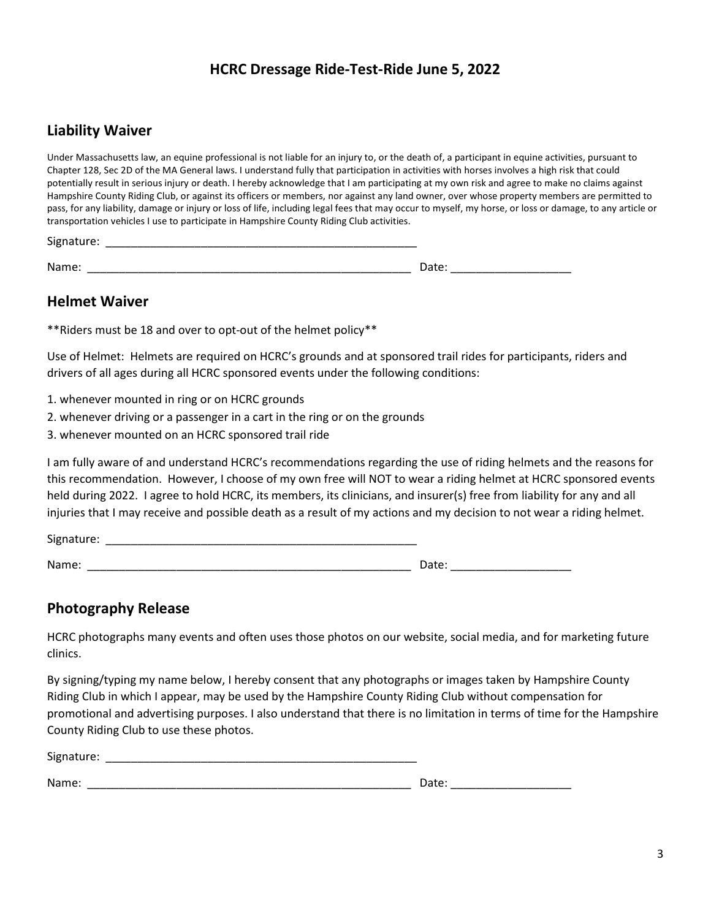# HCRC Dressage Ride-Test-Ride June 5, 2022

## Liability Waiver

Under Massachusetts law, an equine professional is not liable for an injury to, or the death of, a participant in equine activities, pursuant to Chapter 128, Sec 2D of the MA General laws. I understand fully that participation in activities with horses involves a high risk that could potentially result in serious injury or death. I hereby acknowledge that I am participating at my own risk and agree to make no claims against Hampshire County Riding Club, or against its officers or members, nor against any land owner, over whose property members are permitted to pass, for any liability, damage or injury or loss of life, including legal fees that may occur to myself, my horse, or loss or damage, to any article or transportation vehicles I use to participate in Hampshire County Riding Club activities.

Signature: ___________________________________________________

Name: _____________________________________________________ Date: ___________________

## Helmet Waiver

**Riders must be 18 and over to opt-out of the helmet policy**

Use of Helmet: Helmets are required on HCRC's grounds and at sponsored trail rides for participants, riders and drivers of all ages during all HCRC sponsored events under the following conditions:

1. whenever mounted in ring or on HCRC grounds
2. whenever driving or a passenger in a cart in the ring or on the grounds
3. whenever mounted on an HCRC sponsored trail ride

I am fully aware of and understand HCRC's recommendations regarding the use of riding helmets and the reasons for this recommendation. However, I choose of my own free will NOT to wear a riding helmet at HCRC sponsored events held during 2022. I agree to hold HCRC, its members, its clinicians, and insurer(s) free from liability for any and all injuries that I may receive and possible death as a result of my actions and my decision to not wear a riding helmet.

Signature: ___________________________________________________

Name: _____________________________________________________ Date: ___________________

## Photography Release

HCRC photographs many events and often uses those photos on our website, social media, and for marketing future clinics.

By signing/typing my name below, I hereby consent that any photographs or images taken by Hampshire County Riding Club in which I appear, may be used by the Hampshire County Riding Club without compensation for promotional and advertising purposes. I also understand that there is no limitation in terms of time for the Hampshire County Riding Club to use these photos.

Signature: ___________________________________________________

Name: _____________________________________________________ Date: ___________________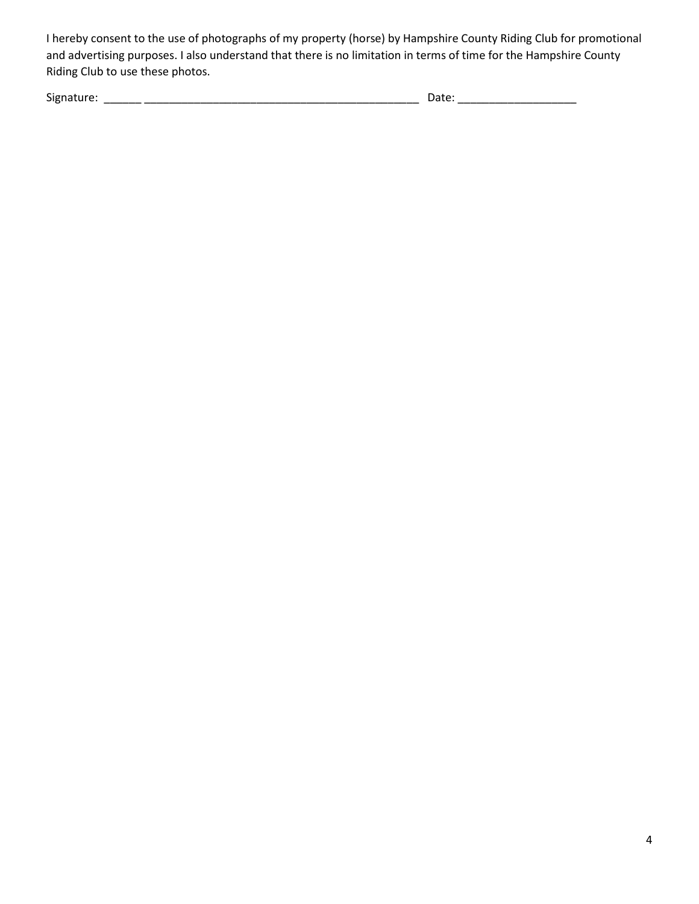I hereby consent to the use of photographs of my property (horse) by Hampshire County Riding Club for promotional and advertising purposes. I also understand that there is no limitation in terms of time for the Hampshire County Riding Club to use these photos.

Signature: ______ ______________________________________________ Date: ___________________